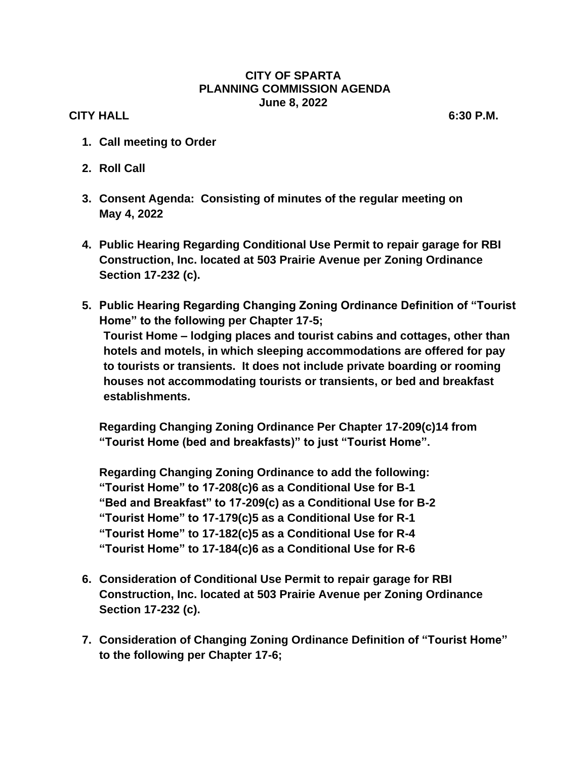**CITY OF SPARTA**
**PLANNING COMMISSION AGENDA**
**June 8, 2022**

**CITY HALL** **6:30 P.M.**

1. **Call meeting to Order**
2. **Roll Call**
3. **Consent Agenda: Consisting of minutes of the regular meeting on May 4, 2022**
4. **Public Hearing Regarding Conditional Use Permit to repair garage for RBI Construction, Inc. located at 503 Prairie Avenue per Zoning Ordinance Section 17-232 (c).**
5. **Public Hearing Regarding Changing Zoning Ordinance Definition of "Tourist Home" to the following per Chapter 17-5;**

   **Tourist Home – lodging places and tourist cabins and cottages, other than hotels and motels, in which sleeping accommodations are offered for pay to tourists or transients. It does not include private boarding or rooming houses not accommodating tourists or transients, or bed and breakfast establishments.**

   **Regarding Changing Zoning Ordinance Per Chapter 17-209(c)14 from "Tourist Home (bed and breakfasts)" to just "Tourist Home".**

   **Regarding Changing Zoning Ordinance to add the following:**
   **"Tourist Home" to 17-208(c)6 as a Conditional Use for B-1**
   **"Bed and Breakfast" to 17-209(c) as a Conditional Use for B-2**
   **"Tourist Home" to 17-179(c)5 as a Conditional Use for R-1**
   **"Tourist Home" to 17-182(c)5 as a Conditional Use for R-4**
   **"Tourist Home" to 17-184(c)6 as a Conditional Use for R-6**

6. **Consideration of Conditional Use Permit to repair garage for RBI Construction, Inc. located at 503 Prairie Avenue per Zoning Ordinance Section 17-232 (c).**
7. **Consideration of Changing Zoning Ordinance Definition of "Tourist Home" to the following per Chapter 17-6;**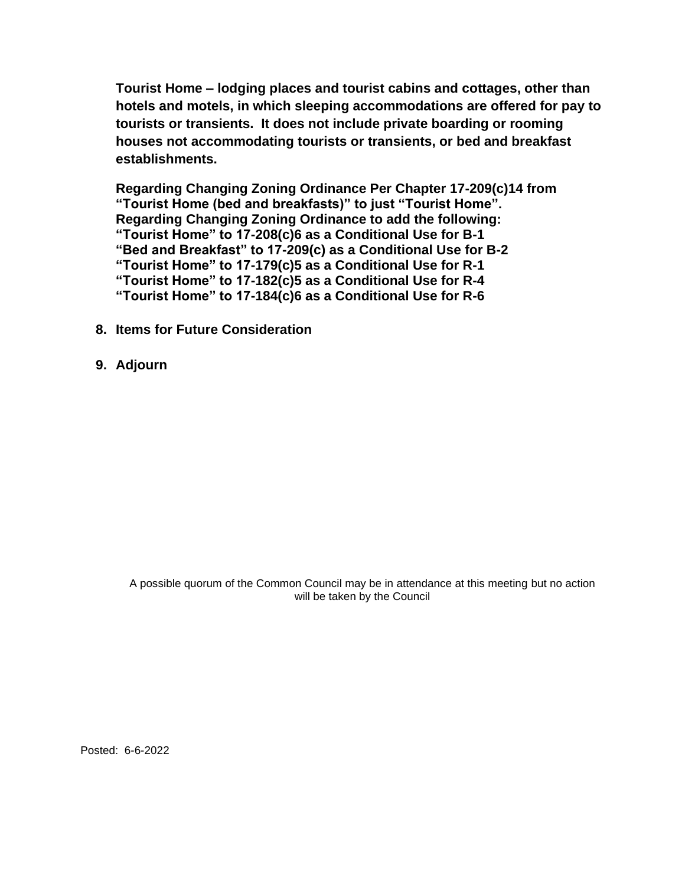**Tourist Home – lodging places and tourist cabins and cottages, other than hotels and motels, in which sleeping accommodations are offered for pay to tourists or transients. It does not include private boarding or rooming houses not accommodating tourists or transients, or bed and breakfast establishments.**

**Regarding Changing Zoning Ordinance Per Chapter 17-209(c)14 from "Tourist Home (bed and breakfasts)" to just "Tourist Home".**
**Regarding Changing Zoning Ordinance to add the following:**
**"Tourist Home" to 17-208(c)6 as a Conditional Use for B-1**
**"Bed and Breakfast" to 17-209(c) as a Conditional Use for B-2**
**"Tourist Home" to 17-179(c)5 as a Conditional Use for R-1**
**"Tourist Home" to 17-182(c)5 as a Conditional Use for R-4**
**"Tourist Home" to 17-184(c)6 as a Conditional Use for R-6**

8. **Items for Future Consideration**

9. **Adjourn**

A possible quorum of the Common Council may be in attendance at this meeting but no action will be taken by the Council

Posted: 6-6-2022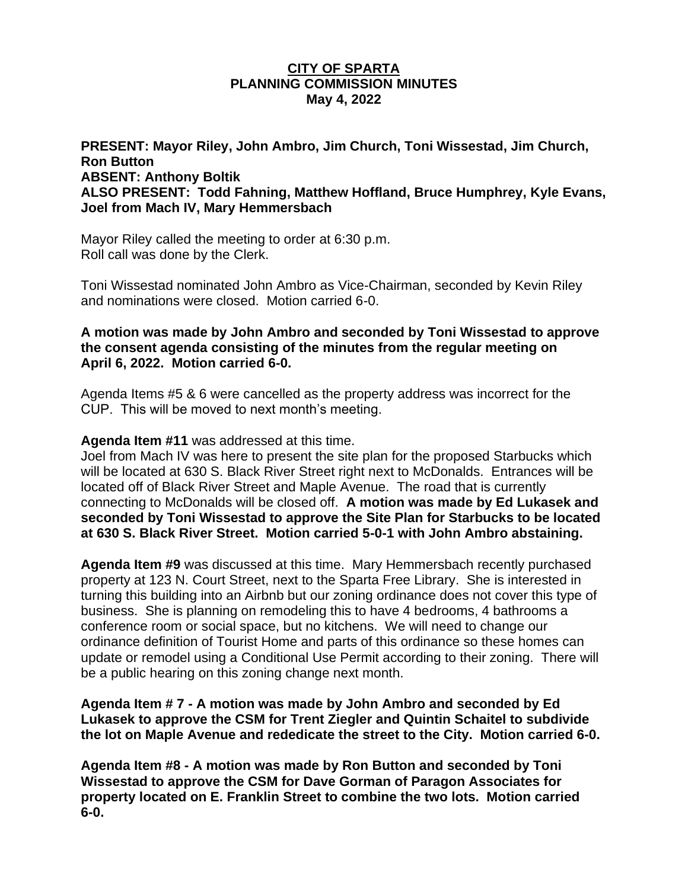**CITY OF SPARTA**
**PLANNING COMMISSION MINUTES**
**May 4, 2022**

**PRESENT: Mayor Riley, John Ambro, Jim Church, Toni Wissestad, Jim Church, Ron Button**
**ABSENT: Anthony Boltik**
**ALSO PRESENT: Todd Fahning, Matthew Hoffland, Bruce Humphrey, Kyle Evans, Joel from Mach IV, Mary Hemmersbach**

Mayor Riley called the meeting to order at 6:30 p.m.
Roll call was done by the Clerk.

Toni Wissestad nominated John Ambro as Vice-Chairman, seconded by Kevin Riley and nominations were closed. Motion carried 6-0.

**A motion was made by John Ambro and seconded by Toni Wissestad to approve the consent agenda consisting of the minutes from the regular meeting on April 6, 2022. Motion carried 6-0.**

Agenda Items #5 & 6 were cancelled as the property address was incorrect for the CUP. This will be moved to next month's meeting.

**Agenda Item #11** was addressed at this time.
Joel from Mach IV was here to present the site plan for the proposed Starbucks which will be located at 630 S. Black River Street right next to McDonalds. Entrances will be located off of Black River Street and Maple Avenue. The road that is currently connecting to McDonalds will be closed off. **A motion was made by Ed Lukasek and seconded by Toni Wissestad to approve the Site Plan for Starbucks to be located at 630 S. Black River Street. Motion carried 5-0-1 with John Ambro abstaining.**

**Agenda Item #9** was discussed at this time. Mary Hemmersbach recently purchased property at 123 N. Court Street, next to the Sparta Free Library. She is interested in turning this building into an Airbnb but our zoning ordinance does not cover this type of business. She is planning on remodeling this to have 4 bedrooms, 4 bathrooms a conference room or social space, but no kitchens. We will need to change our ordinance definition of Tourist Home and parts of this ordinance so these homes can update or remodel using a Conditional Use Permit according to their zoning. There will be a public hearing on this zoning change next month.

**Agenda Item # 7 - A motion was made by John Ambro and seconded by Ed Lukasek to approve the CSM for Trent Ziegler and Quintin Schaitel to subdivide the lot on Maple Avenue and rededicate the street to the City. Motion carried 6-0.**

**Agenda Item #8 - A motion was made by Ron Button and seconded by Toni Wissestad to approve the CSM for Dave Gorman of Paragon Associates for property located on E. Franklin Street to combine the two lots. Motion carried 6-0.**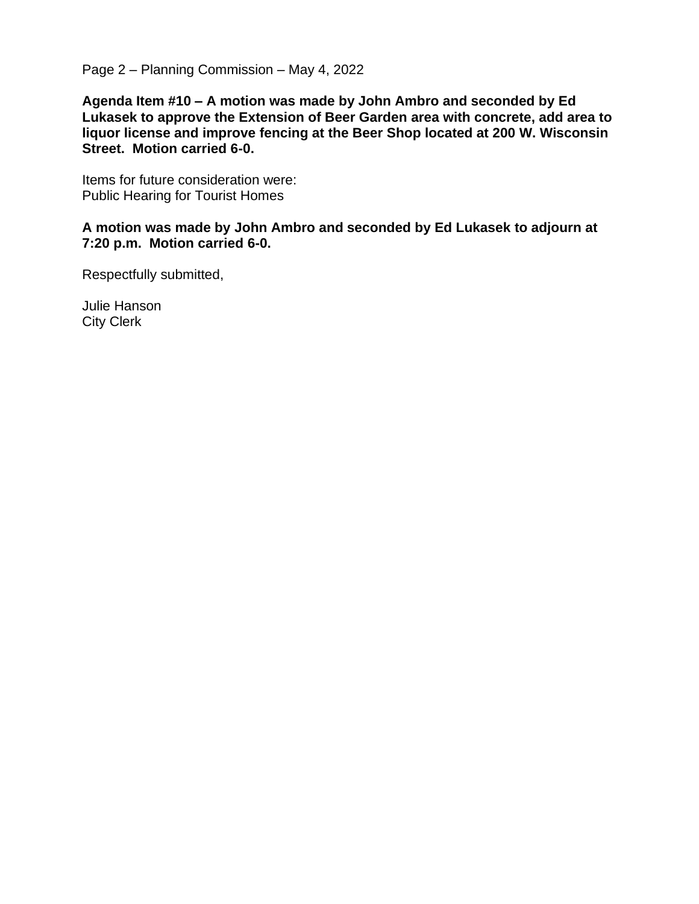**Agenda Item #10 – A motion was made by John Ambro and seconded by Ed Lukasek to approve the Extension of Beer Garden area with concrete, add area to liquor license and improve fencing at the Beer Shop located at 200 W. Wisconsin Street. Motion carried 6-0.**

Items for future consideration were:
Public Hearing for Tourist Homes

**A motion was made by John Ambro and seconded by Ed Lukasek to adjourn at 7:20 p.m. Motion carried 6-0.**

Respectfully submitted,

Julie Hanson
City Clerk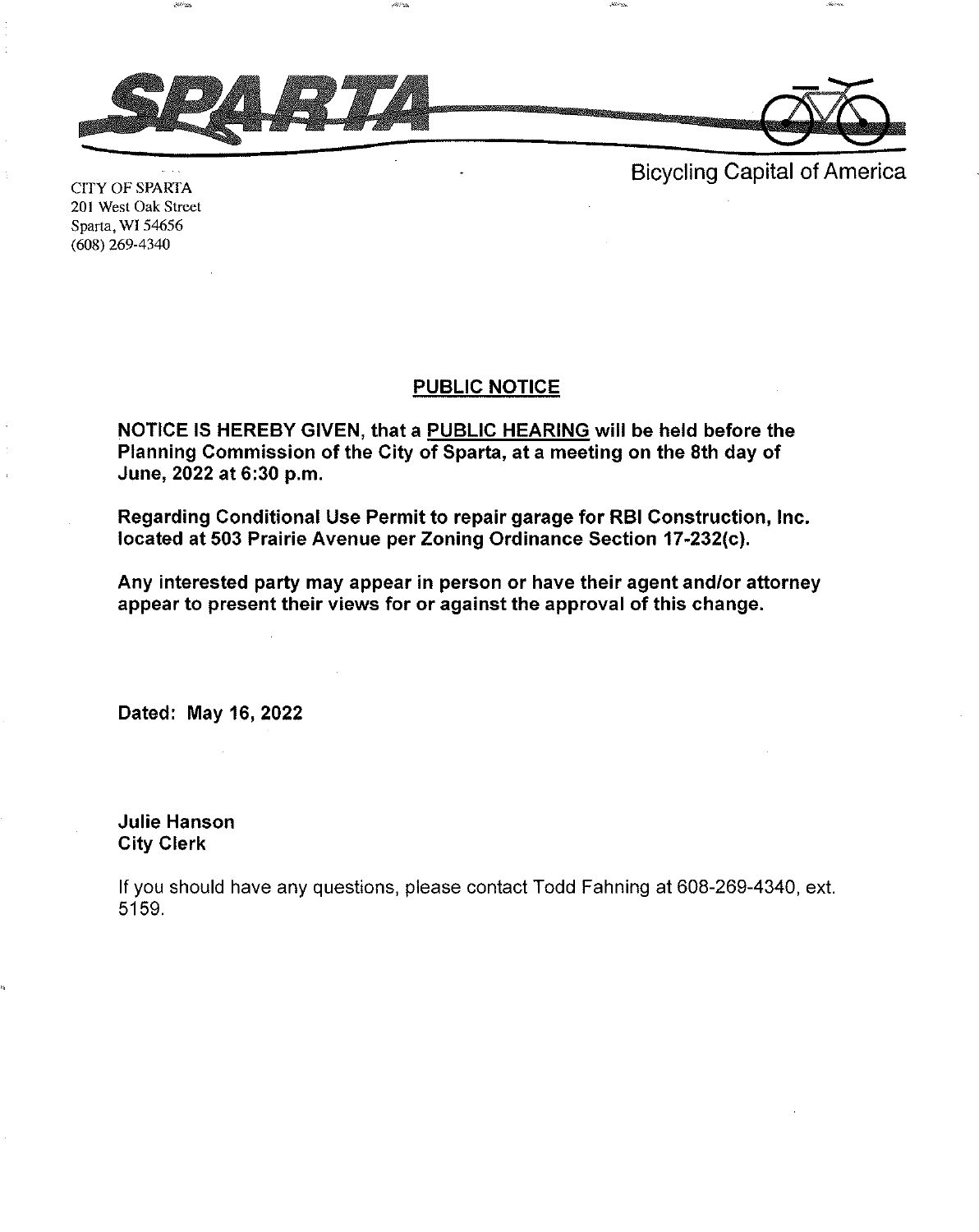SPARTA

Bicycling Capital of America

CITY OF SPARTA
201 West Oak Street
Sparta, WI 54656
(608) 269-4340

## PUBLIC NOTICE

**NOTICE IS HEREBY GIVEN, that a PUBLIC HEARING will be held before the Planning Commission of the City of Sparta, at a meeting on the 8th day of June, 2022 at 6:30 p.m.**

**Regarding Conditional Use Permit to repair garage for RBI Construction, Inc. located at 503 Prairie Avenue per Zoning Ordinance Section 17-232(c).**

**Any interested party may appear in person or have their agent and/or attorney appear to present their views for or against the approval of this change.**

**Dated: May 16, 2022**

**Julie Hanson**
**City Clerk**

If you should have any questions, please contact Todd Fahning at 608-269-4340, ext. 5159.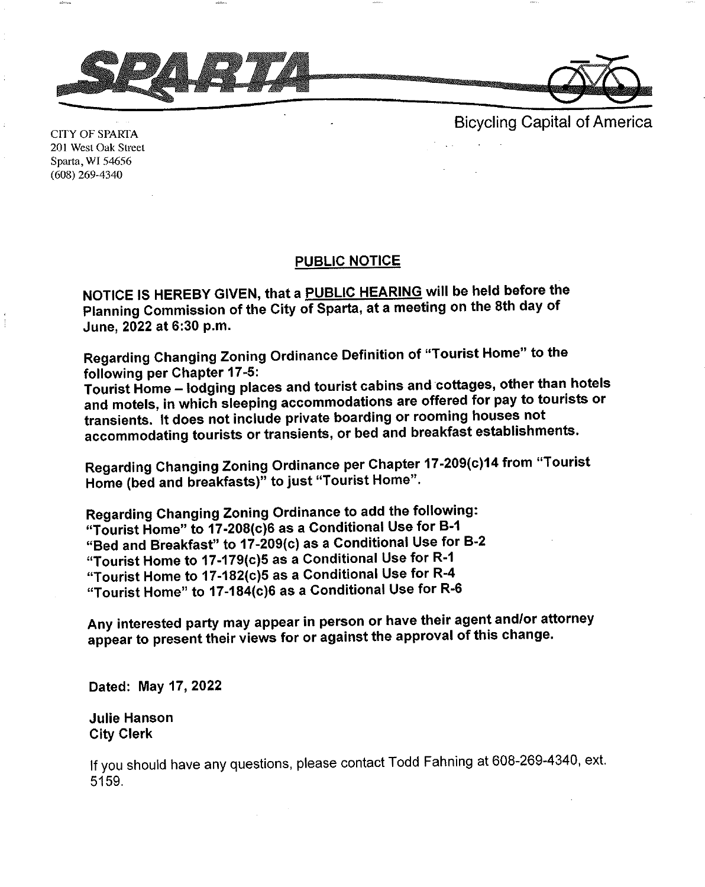SPARTA

Bicycling Capital of America

CITY OF SPARTA
201 West Oak Street
Sparta, WI 54656
(608) 269-4340

## PUBLIC NOTICE

**NOTICE IS HEREBY GIVEN, that a PUBLIC HEARING will be held before the Planning Commission of the City of Sparta, at a meeting on the 8th day of June, 2022 at 6:30 p.m.**

**Regarding Changing Zoning Ordinance Definition of "Tourist Home" to the following per Chapter 17-5:**
**Tourist Home – lodging places and tourist cabins and cottages, other than hotels and motels, in which sleeping accommodations are offered for pay to tourists or transients. It does not include private boarding or rooming houses not accommodating tourists or transients, or bed and breakfast establishments.**

**Regarding Changing Zoning Ordinance per Chapter 17-209(c)14 from "Tourist Home (bed and breakfasts)" to just "Tourist Home".**

**Regarding Changing Zoning Ordinance to add the following:**
**"Tourist Home" to 17-208(c)6 as a Conditional Use for B-1**
**"Bed and Breakfast" to 17-209(c) as a Conditional Use for B-2**
**"Tourist Home to 17-179(c)5 as a Conditional Use for R-1**
**"Tourist Home to 17-182(c)5 as a Conditional Use for R-4**
**"Tourist Home" to 17-184(c)6 as a Conditional Use for R-6**

**Any interested party may appear in person or have their agent and/or attorney appear to present their views for or against the approval of this change.**

**Dated: May 17, 2022**

**Julie Hanson**
**City Clerk**

If you should have any questions, please contact Todd Fahning at 608-269-4340, ext. 5159.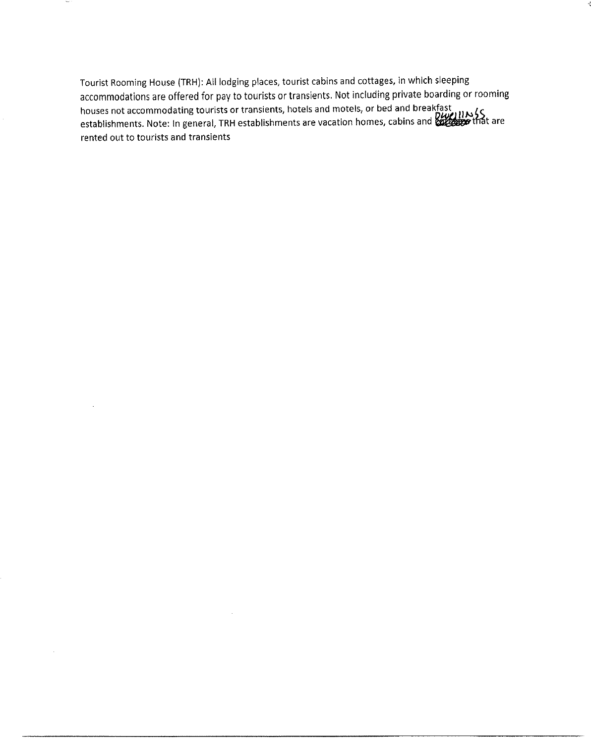Tourist Rooming House (TRH): All lodging places, tourist cabins and cottages, in which sleeping accommodations are offered for pay to tourists or transients. Not including private boarding or rooming houses not accommodating tourists or transients, hotels and motels, or bed and breakfast establishments. Note: In general, TRH establishments are vacation homes, cabins and ~~cottages~~ DWELLINGS that are rented out to tourists and transients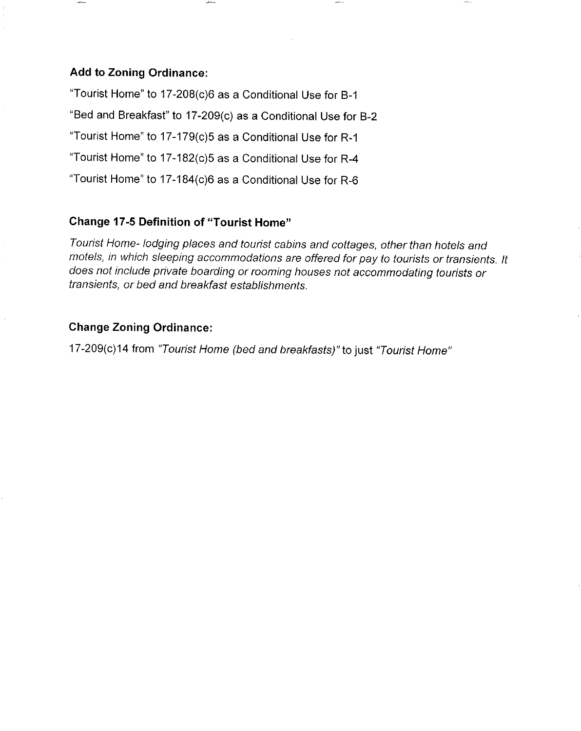### Add to Zoning Ordinance:

"Tourist Home" to 17-208(c)6 as a Conditional Use for B-1

"Bed and Breakfast" to 17-209(c) as a Conditional Use for B-2

"Tourist Home" to 17-179(c)5 as a Conditional Use for R-1

"Tourist Home" to 17-182(c)5 as a Conditional Use for R-4

"Tourist Home" to 17-184(c)6 as a Conditional Use for R-6

### Change 17-5 Definition of "Tourist Home"

*Tourist Home- lodging places and tourist cabins and cottages, other than hotels and motels, in which sleeping accommodations are offered for pay to tourists or transients. It does not include private boarding or rooming houses not accommodating tourists or transients, or bed and breakfast establishments.*

### Change Zoning Ordinance:

17-209(c)14 from *"Tourist Home (bed and breakfasts)"* to just *"Tourist Home"*